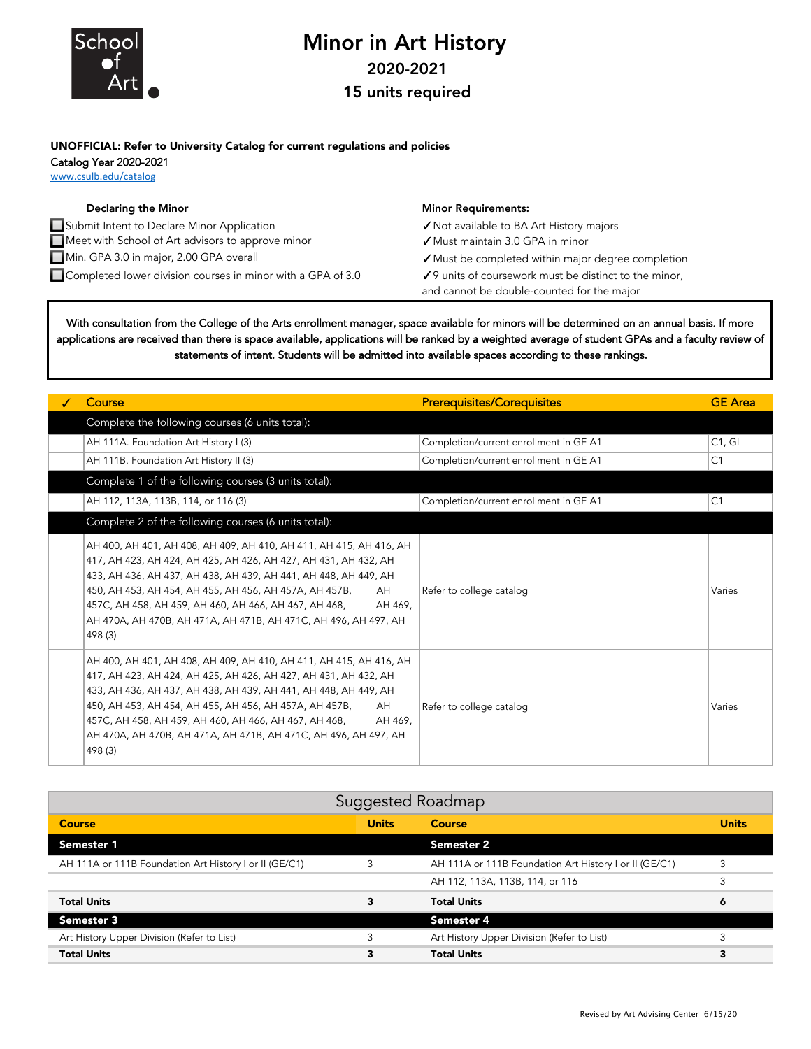School of Art

# Minor in Art History

## 2020-2021

## 15 units required

**UNOFFICIAL: Refer to University Catalog for current regulations and policies**

Catalog Year 2020-2021

www.csulb.edu/catalog

**Declaring the Minor**

- ☐ Submit Intent to Declare Minor Application
- ☐ Meet with School of Art advisors to approve minor
- ☐ Min. GPA 3.0 in major, 2.00 GPA overall
- ☐ Completed lower division courses in minor with a GPA of 3.0

**Minor Requirements:**

- ✓ Not available to BA Art History majors
- ✓ Must maintain 3.0 GPA in minor
- ✓ Must be completed within major degree completion
- ✓ 9 units of coursework must be distinct to the minor, and cannot be double-counted for the major

With consultation from the College of the Arts enrollment manager, space available for minors will be determined on an annual basis. If more applications are received than there is space available, applications will be ranked by a weighted average of student GPAs and a faculty review of statements of intent. Students will be admitted into available spaces according to these rankings.

| ✓ | Course | Prerequisites/Corequisites | GE Area |
|---|---|---|---|
| | **Complete the following courses (6 units total):** | | |
| | AH 111A. Foundation Art History I (3) | Completion/current enrollment in GE A1 | C1, GI |
| | AH 111B. Foundation Art History II (3) | Completion/current enrollment in GE A1 | C1 |
| | **Complete 1 of the following courses (3 units total):** | | |
| | AH 112, 113A, 113B, 114, or 116 (3) | Completion/current enrollment in GE A1 | C1 |
| | **Complete 2 of the following courses (6 units total):** | | |
| | AH 400, AH 401, AH 408, AH 409, AH 410, AH 411, AH 415, AH 416, AH 417, AH 423, AH 424, AH 425, AH 426, AH 427, AH 431, AH 432, AH 433, AH 436, AH 437, AH 438, AH 439, AH 441, AH 448, AH 449, AH 450, AH 453, AH 454, AH 455, AH 456, AH 457A, AH 457B, AH 457C, AH 458, AH 459, AH 460, AH 466, AH 467, AH 468, AH 469, AH 470A, AH 470B, AH 471A, AH 471B, AH 471C, AH 496, AH 497, AH 498 (3) | Refer to college catalog | Varies |
| | AH 400, AH 401, AH 408, AH 409, AH 410, AH 411, AH 415, AH 416, AH 417, AH 423, AH 424, AH 425, AH 426, AH 427, AH 431, AH 432, AH 433, AH 436, AH 437, AH 438, AH 439, AH 441, AH 448, AH 449, AH 450, AH 453, AH 454, AH 455, AH 456, AH 457A, AH 457B, AH 457C, AH 458, AH 459, AH 460, AH 466, AH 467, AH 468, AH 469, AH 470A, AH 470B, AH 471A, AH 471B, AH 471C, AH 496, AH 497, AH 498 (3) | Refer to college catalog | Varies |

### Suggested Roadmap

| Course | Units | Course | Units |
|---|---|---|---|
| **Semester 1** | | **Semester 2** | |
| AH 111A or 111B Foundation Art History I or II (GE/C1) | 3 | AH 111A or 111B Foundation Art History I or II (GE/C1) | 3 |
| | | AH 112, 113A, 113B, 114, or 116 | 3 |
| **Total Units** | **3** | **Total Units** | **6** |
| **Semester 3** | | **Semester 4** | |
| Art History Upper Division (Refer to List) | 3 | Art History Upper Division (Refer to List) | 3 |
| **Total Units** | **3** | **Total Units** | **3** |

Revised by Art Advising Center 6/15/20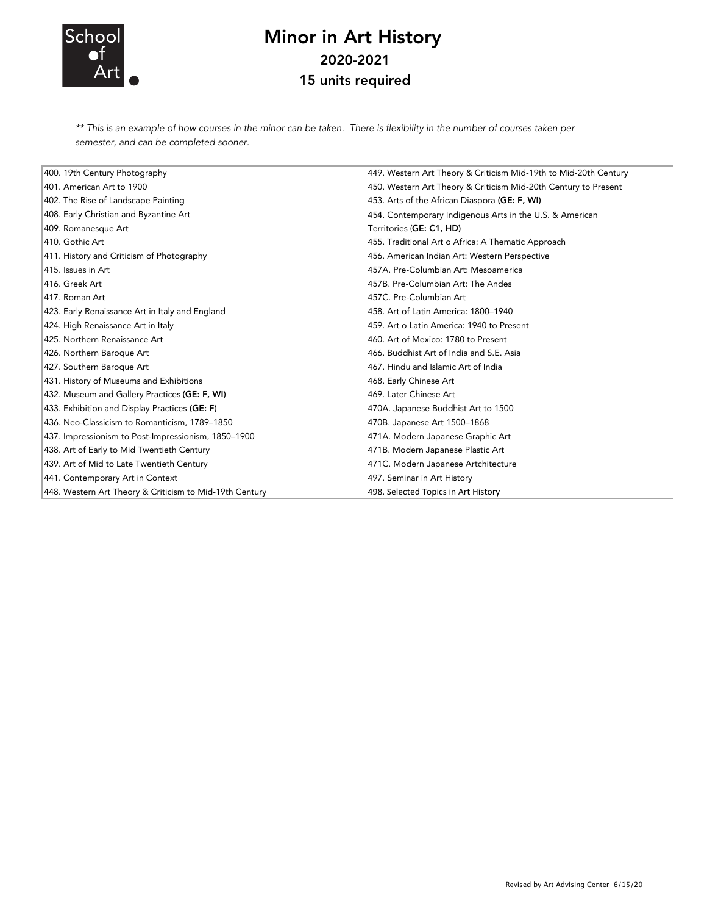School of Art

# Minor in Art History

## 2020-2021

## 15 units required

*** This is an example of how courses in the minor can be taken. There is flexibility in the number of courses taken per semester, and can be completed sooner.*

| | |
|---|---|
| 400. 19th Century Photography | 449. Western Art Theory & Criticism Mid-19th to Mid-20th Century |
| 401. American Art to 1900 | 450. Western Art Theory & Criticism Mid-20th Century to Present |
| 402. The Rise of Landscape Painting | 453. Arts of the African Diaspora **(GE: F, WI)** |
| 408. Early Christian and Byzantine Art | 454. Contemporary Indigenous Arts in the U.S. & American Territories (**GE: C1, HD)** |
| 409. Romanesque Art | 455. Traditional Art o Africa: A Thematic Approach |
| 410. Gothic Art | 456. American Indian Art: Western Perspective |
| 411. History and Criticism of Photography | 457A. Pre-Columbian Art: Mesoamerica |
| 415. Issues in Art | 457B. Pre-Columbian Art: The Andes |
| 416. Greek Art | 457C. Pre-Columbian Art |
| 417. Roman Art | 458. Art of Latin America: 1800–1940 |
| 423. Early Renaissance Art in Italy and England | 459. Art o Latin America: 1940 to Present |
| 424. High Renaissance Art in Italy | 460. Art of Mexico: 1780 to Present |
| 425. Northern Renaissance Art | 466. Buddhist Art of India and S.E. Asia |
| 426. Northern Baroque Art | 467. Hindu and Islamic Art of India |
| 427. Southern Baroque Art | 468. Early Chinese Art |
| 431. History of Museums and Exhibitions | 469. Later Chinese Art |
| 432. Museum and Gallery Practices **(GE: F, WI)** | 470A. Japanese Buddhist Art to 1500 |
| 433. Exhibition and Display Practices **(GE: F)** | 470B. Japanese Art 1500–1868 |
| 436. Neo-Classicism to Romanticism, 1789–1850 | 471A. Modern Japanese Graphic Art |
| 437. Impressionism to Post-Impressionism, 1850–1900 | 471B. Modern Japanese Plastic Art |
| 438. Art of Early to Mid Twentieth Century | 471C. Modern Japanese Artchitecture |
| 439. Art of Mid to Late Twentieth Century | 497. Seminar in Art History |
| 441. Contemporary Art in Context | 498. Selected Topics in Art History |
| 448. Western Art Theory & Criticism to Mid-19th Century | |

Revised by Art Advising Center 6/15/20